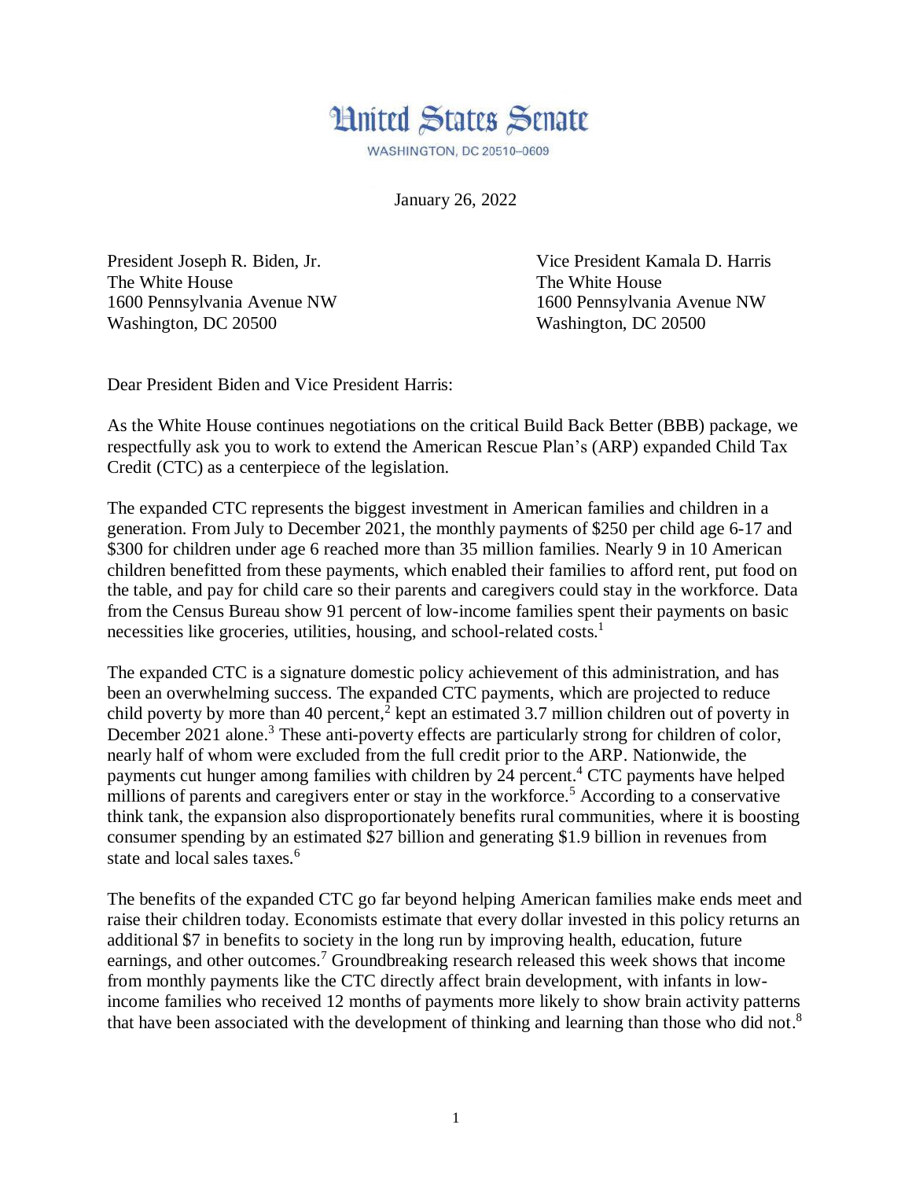# United States Senate

WASHINGTON, DC 20510–0609

January 26, 2022

President Joseph R. Biden, Jr.
The White House
1600 Pennsylvania Avenue NW
Washington, DC 20500

Vice President Kamala D. Harris
The White House
1600 Pennsylvania Avenue NW
Washington, DC 20500

Dear President Biden and Vice President Harris:

As the White House continues negotiations on the critical Build Back Better (BBB) package, we respectfully ask you to work to extend the American Rescue Plan's (ARP) expanded Child Tax Credit (CTC) as a centerpiece of the legislation.

The expanded CTC represents the biggest investment in American families and children in a generation. From July to December 2021, the monthly payments of $250 per child age 6-17 and $300 for children under age 6 reached more than 35 million families. Nearly 9 in 10 American children benefitted from these payments, which enabled their families to afford rent, put food on the table, and pay for child care so their parents and caregivers could stay in the workforce. Data from the Census Bureau show 91 percent of low-income families spent their payments on basic necessities like groceries, utilities, housing, and school-related costs.[1]

The expanded CTC is a signature domestic policy achievement of this administration, and has been an overwhelming success. The expanded CTC payments, which are projected to reduce child poverty by more than 40 percent,[2] kept an estimated 3.7 million children out of poverty in December 2021 alone.[3] These anti-poverty effects are particularly strong for children of color, nearly half of whom were excluded from the full credit prior to the ARP. Nationwide, the payments cut hunger among families with children by 24 percent.[4] CTC payments have helped millions of parents and caregivers enter or stay in the workforce.[5] According to a conservative think tank, the expansion also disproportionately benefits rural communities, where it is boosting consumer spending by an estimated $27 billion and generating $1.9 billion in revenues from state and local sales taxes.[6]

The benefits of the expanded CTC go far beyond helping American families make ends meet and raise their children today. Economists estimate that every dollar invested in this policy returns an additional $7 in benefits to society in the long run by improving health, education, future earnings, and other outcomes.[7] Groundbreaking research released this week shows that income from monthly payments like the CTC directly affect brain development, with infants in low-income families who received 12 months of payments more likely to show brain activity patterns that have been associated with the development of thinking and learning than those who did not.[8]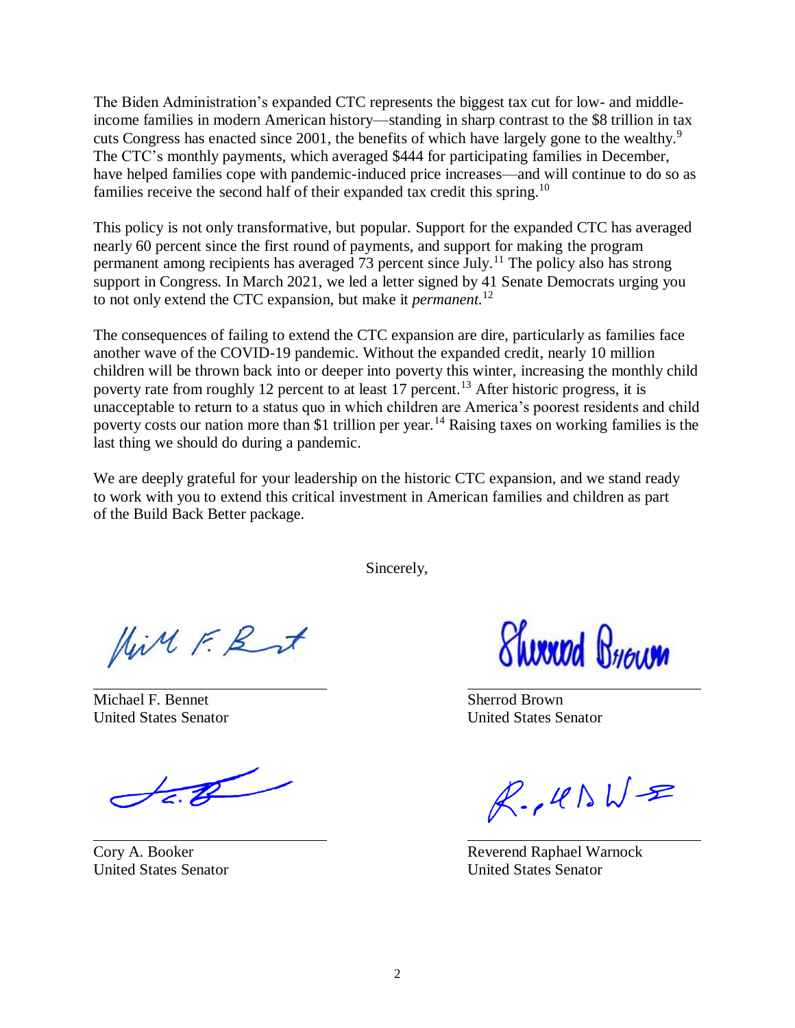The Biden Administration's expanded CTC represents the biggest tax cut for low- and middle-income families in modern American history—standing in sharp contrast to the $8 trillion in tax cuts Congress has enacted since 2001, the benefits of which have largely gone to the wealthy.[9] The CTC's monthly payments, which averaged $444 for participating families in December, have helped families cope with pandemic-induced price increases—and will continue to do so as families receive the second half of their expanded tax credit this spring.[10]

This policy is not only transformative, but popular. Support for the expanded CTC has averaged nearly 60 percent since the first round of payments, and support for making the program permanent among recipients has averaged 73 percent since July.[11] The policy also has strong support in Congress. In March 2021, we led a letter signed by 41 Senate Democrats urging you to not only extend the CTC expansion, but make it *permanent.*[12]

The consequences of failing to extend the CTC expansion are dire, particularly as families face another wave of the COVID-19 pandemic. Without the expanded credit, nearly 10 million children will be thrown back into or deeper into poverty this winter, increasing the monthly child poverty rate from roughly 12 percent to at least 17 percent.[13] After historic progress, it is unacceptable to return to a status quo in which children are America's poorest residents and child poverty costs our nation more than $1 trillion per year.[14] Raising taxes on working families is the last thing we should do during a pandemic.

We are deeply grateful for your leadership on the historic CTC expansion, and we stand ready to work with you to extend this critical investment in American families and children as part of the Build Back Better package.

Sincerely,

Michael F. Bennet
United States Senator

Sherrod Brown
United States Senator

Cory A. Booker
United States Senator

Reverend Raphael Warnock
United States Senator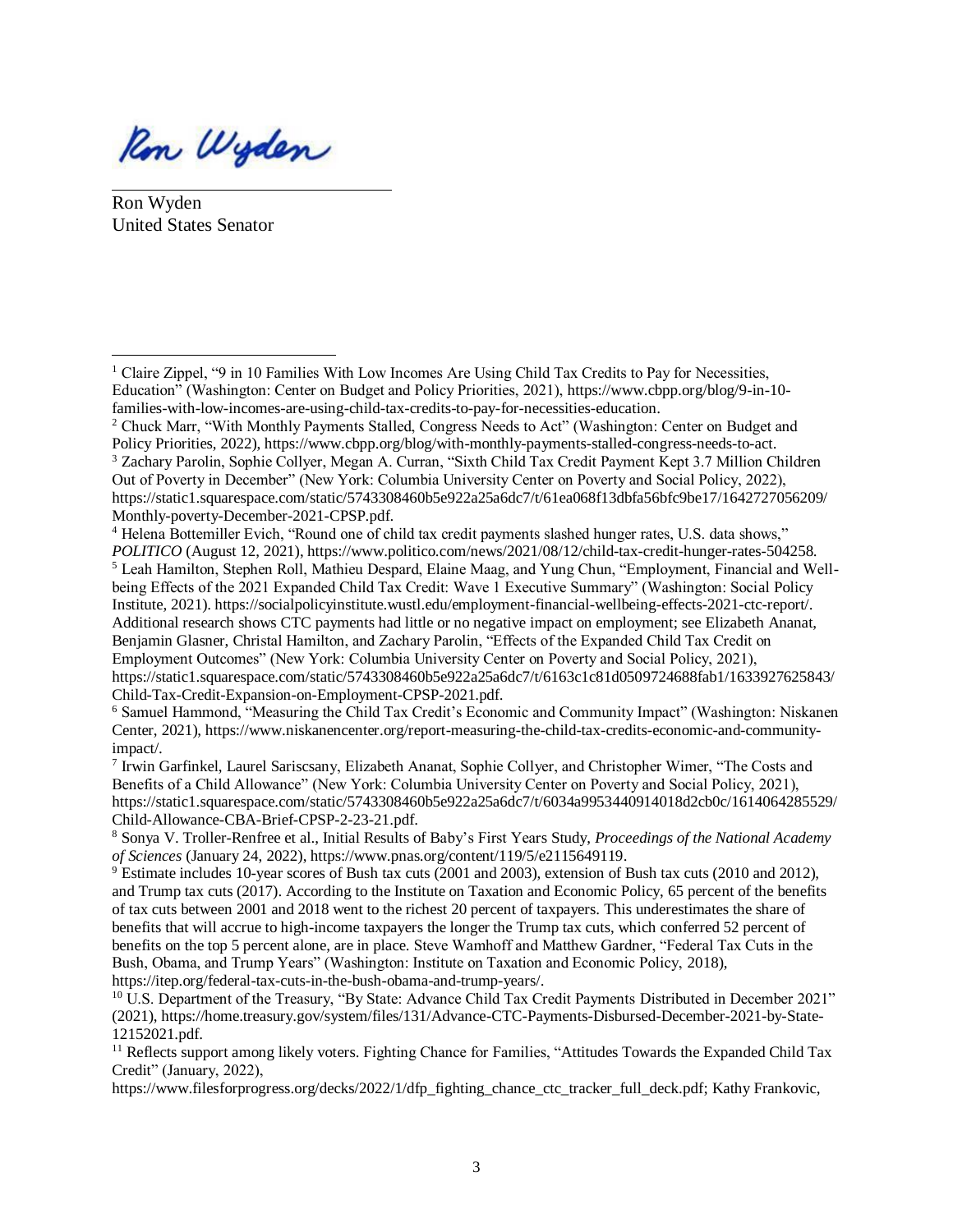Ron Wyden

Ron Wyden
United States Senator

---

[1] Claire Zippel, "9 in 10 Families With Low Incomes Are Using Child Tax Credits to Pay for Necessities, Education" (Washington: Center on Budget and Policy Priorities, 2021), https://www.cbpp.org/blog/9-in-10-families-with-low-incomes-are-using-child-tax-credits-to-pay-for-necessities-education.

[2] Chuck Marr, "With Monthly Payments Stalled, Congress Needs to Act" (Washington: Center on Budget and Policy Priorities, 2022), https://www.cbpp.org/blog/with-monthly-payments-stalled-congress-needs-to-act.

[3] Zachary Parolin, Sophie Collyer, Megan A. Curran, "Sixth Child Tax Credit Payment Kept 3.7 Million Children Out of Poverty in December" (New York: Columbia University Center on Poverty and Social Policy, 2022), https://static1.squarespace.com/static/5743308460b5e922a25a6dc7/t/61ea068f13dbfa56bfc9be17/1642727056209/Monthly-poverty-December-2021-CPSP.pdf.

[4] Helena Bottemiller Evich, "Round one of child tax credit payments slashed hunger rates, U.S. data shows," *POLITICO* (August 12, 2021), https://www.politico.com/news/2021/08/12/child-tax-credit-hunger-rates-504258.

[5] Leah Hamilton, Stephen Roll, Mathieu Despard, Elaine Maag, and Yung Chun, "Employment, Financial and Well-being Effects of the 2021 Expanded Child Tax Credit: Wave 1 Executive Summary" (Washington: Social Policy Institute, 2021). https://socialpolicyinstitute.wustl.edu/employment-financial-wellbeing-effects-2021-ctc-report/. Additional research shows CTC payments had little or no negative impact on employment; see Elizabeth Ananat, Benjamin Glasner, Christal Hamilton, and Zachary Parolin, "Effects of the Expanded Child Tax Credit on Employment Outcomes" (New York: Columbia University Center on Poverty and Social Policy, 2021), https://static1.squarespace.com/static/5743308460b5e922a25a6dc7/t/6163c1c81d0509724688fab1/1633927625843/Child-Tax-Credit-Expansion-on-Employment-CPSP-2021.pdf.

[6] Samuel Hammond, "Measuring the Child Tax Credit's Economic and Community Impact" (Washington: Niskanen Center, 2021), https://www.niskanencenter.org/report-measuring-the-child-tax-credits-economic-and-community-impact/.

[7] Irwin Garfinkel, Laurel Sariscsany, Elizabeth Ananat, Sophie Collyer, and Christopher Wimer, "The Costs and Benefits of a Child Allowance" (New York: Columbia University Center on Poverty and Social Policy, 2021), https://static1.squarespace.com/static/5743308460b5e922a25a6dc7/t/6034a9953440914018d2cb0c/1614064285529/Child-Allowance-CBA-Brief-CPSP-2-23-21.pdf.

[8] Sonya V. Troller-Renfree et al., Initial Results of Baby's First Years Study, *Proceedings of the National Academy of Sciences* (January 24, 2022), https://www.pnas.org/content/119/5/e2115649119.

[9] Estimate includes 10-year scores of Bush tax cuts (2001 and 2003), extension of Bush tax cuts (2010 and 2012), and Trump tax cuts (2017). According to the Institute on Taxation and Economic Policy, 65 percent of the benefits of tax cuts between 2001 and 2018 went to the richest 20 percent of taxpayers. This underestimates the share of benefits that will accrue to high-income taxpayers the longer the Trump tax cuts, which conferred 52 percent of benefits on the top 5 percent alone, are in place. Steve Wamhoff and Matthew Gardner, "Federal Tax Cuts in the Bush, Obama, and Trump Years" (Washington: Institute on Taxation and Economic Policy, 2018), https://itep.org/federal-tax-cuts-in-the-bush-obama-and-trump-years/.

[10] U.S. Department of the Treasury, "By State: Advance Child Tax Credit Payments Distributed in December 2021" (2021), https://home.treasury.gov/system/files/131/Advance-CTC-Payments-Disbursed-December-2021-by-State-12152021.pdf.

[11] Reflects support among likely voters. Fighting Chance for Families, "Attitudes Towards the Expanded Child Tax Credit" (January, 2022), https://www.filesforprogress.org/decks/2022/1/dfp_fighting_chance_ctc_tracker_full_deck.pdf; Kathy Frankovic,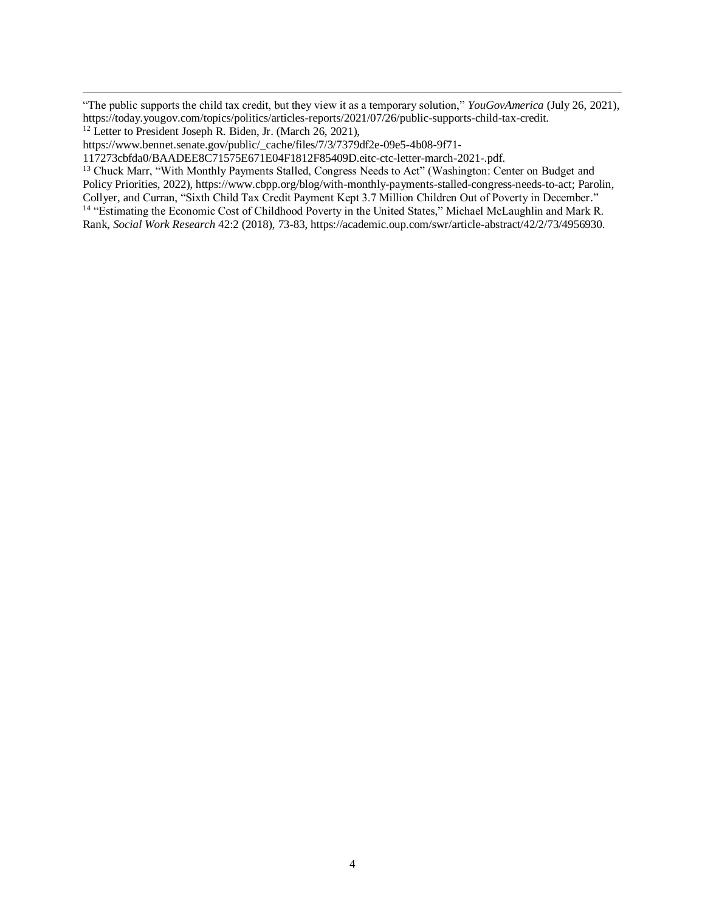"The public supports the child tax credit, but they view it as a temporary solution," *YouGovAmerica* (July 26, 2021), https://today.yougov.com/topics/politics/articles-reports/2021/07/26/public-supports-child-tax-credit.

[12] Letter to President Joseph R. Biden, Jr. (March 26, 2021), https://www.bennet.senate.gov/public/_cache/files/7/3/7379df2e-09e5-4b08-9f71-117273cbfda0/BAADEE8C71575E671E04F1812F85409D.eitc-ctc-letter-march-2021-.pdf.

[13] Chuck Marr, "With Monthly Payments Stalled, Congress Needs to Act" (Washington: Center on Budget and Policy Priorities, 2022), https://www.cbpp.org/blog/with-monthly-payments-stalled-congress-needs-to-act; Parolin, Collyer, and Curran, "Sixth Child Tax Credit Payment Kept 3.7 Million Children Out of Poverty in December."

[14] "Estimating the Economic Cost of Childhood Poverty in the United States," Michael McLaughlin and Mark R. Rank, *Social Work Research* 42:2 (2018), 73-83, https://academic.oup.com/swr/article-abstract/42/2/73/4956930.